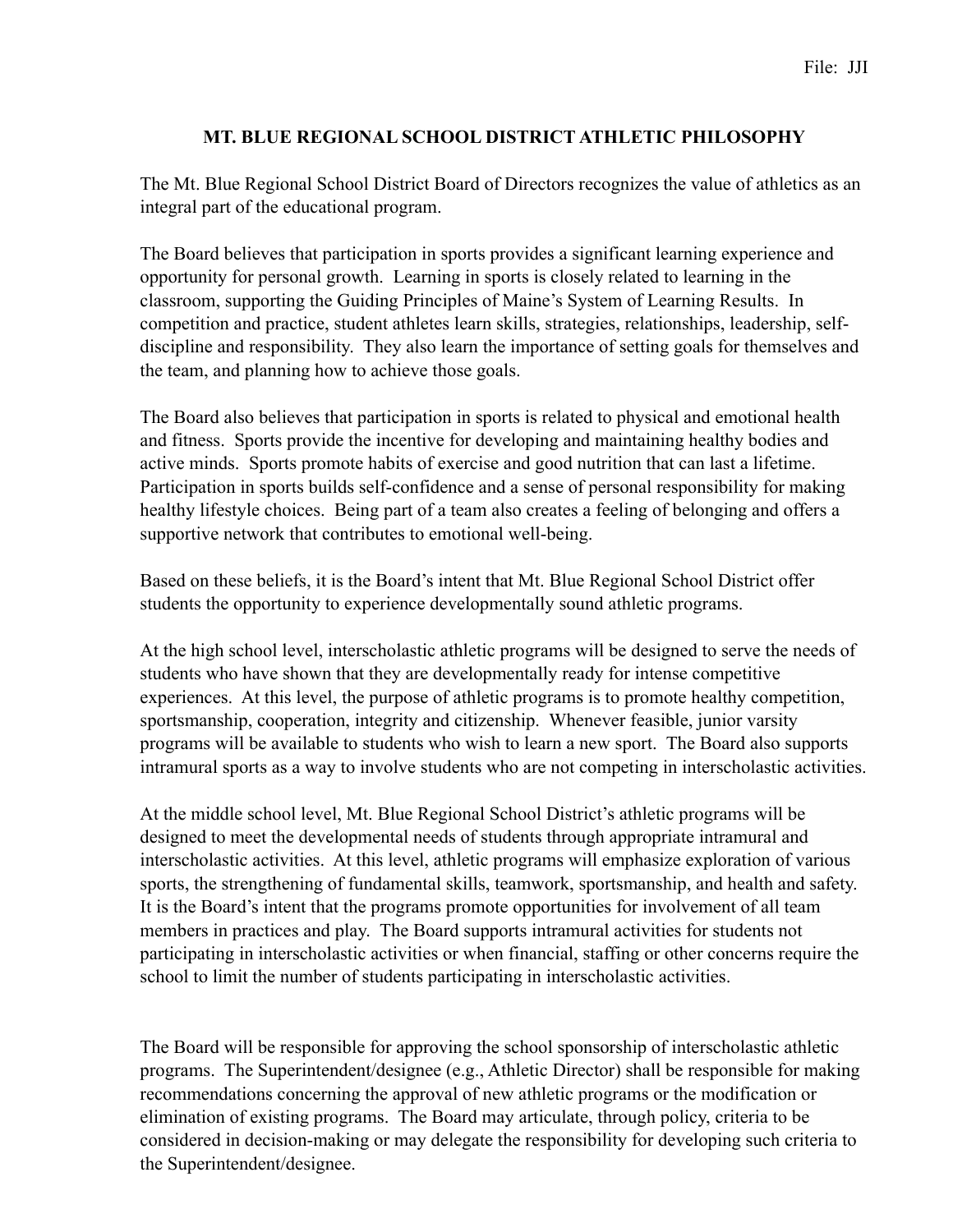File: JJI

# MT. BLUE REGIONAL SCHOOL DISTRICT ATHLETIC PHILOSOPHY

The Mt. Blue Regional School District Board of Directors recognizes the value of athletics as an integral part of the educational program.

The Board believes that participation in sports provides a significant learning experience and opportunity for personal growth. Learning in sports is closely related to learning in the classroom, supporting the Guiding Principles of Maine's System of Learning Results. In competition and practice, student athletes learn skills, strategies, relationships, leadership, self-discipline and responsibility. They also learn the importance of setting goals for themselves and the team, and planning how to achieve those goals.

The Board also believes that participation in sports is related to physical and emotional health and fitness. Sports provide the incentive for developing and maintaining healthy bodies and active minds. Sports promote habits of exercise and good nutrition that can last a lifetime. Participation in sports builds self-confidence and a sense of personal responsibility for making healthy lifestyle choices. Being part of a team also creates a feeling of belonging and offers a supportive network that contributes to emotional well-being.

Based on these beliefs, it is the Board's intent that Mt. Blue Regional School District offer students the opportunity to experience developmentally sound athletic programs.

At the high school level, interscholastic athletic programs will be designed to serve the needs of students who have shown that they are developmentally ready for intense competitive experiences. At this level, the purpose of athletic programs is to promote healthy competition, sportsmanship, cooperation, integrity and citizenship. Whenever feasible, junior varsity programs will be available to students who wish to learn a new sport. The Board also supports intramural sports as a way to involve students who are not competing in interscholastic activities.

At the middle school level, Mt. Blue Regional School District's athletic programs will be designed to meet the developmental needs of students through appropriate intramural and interscholastic activities. At this level, athletic programs will emphasize exploration of various sports, the strengthening of fundamental skills, teamwork, sportsmanship, and health and safety. It is the Board's intent that the programs promote opportunities for involvement of all team members in practices and play. The Board supports intramural activities for students not participating in interscholastic activities or when financial, staffing or other concerns require the school to limit the number of students participating in interscholastic activities.

The Board will be responsible for approving the school sponsorship of interscholastic athletic programs. The Superintendent/designee (e.g., Athletic Director) shall be responsible for making recommendations concerning the approval of new athletic programs or the modification or elimination of existing programs. The Board may articulate, through policy, criteria to be considered in decision-making or may delegate the responsibility for developing such criteria to the Superintendent/designee.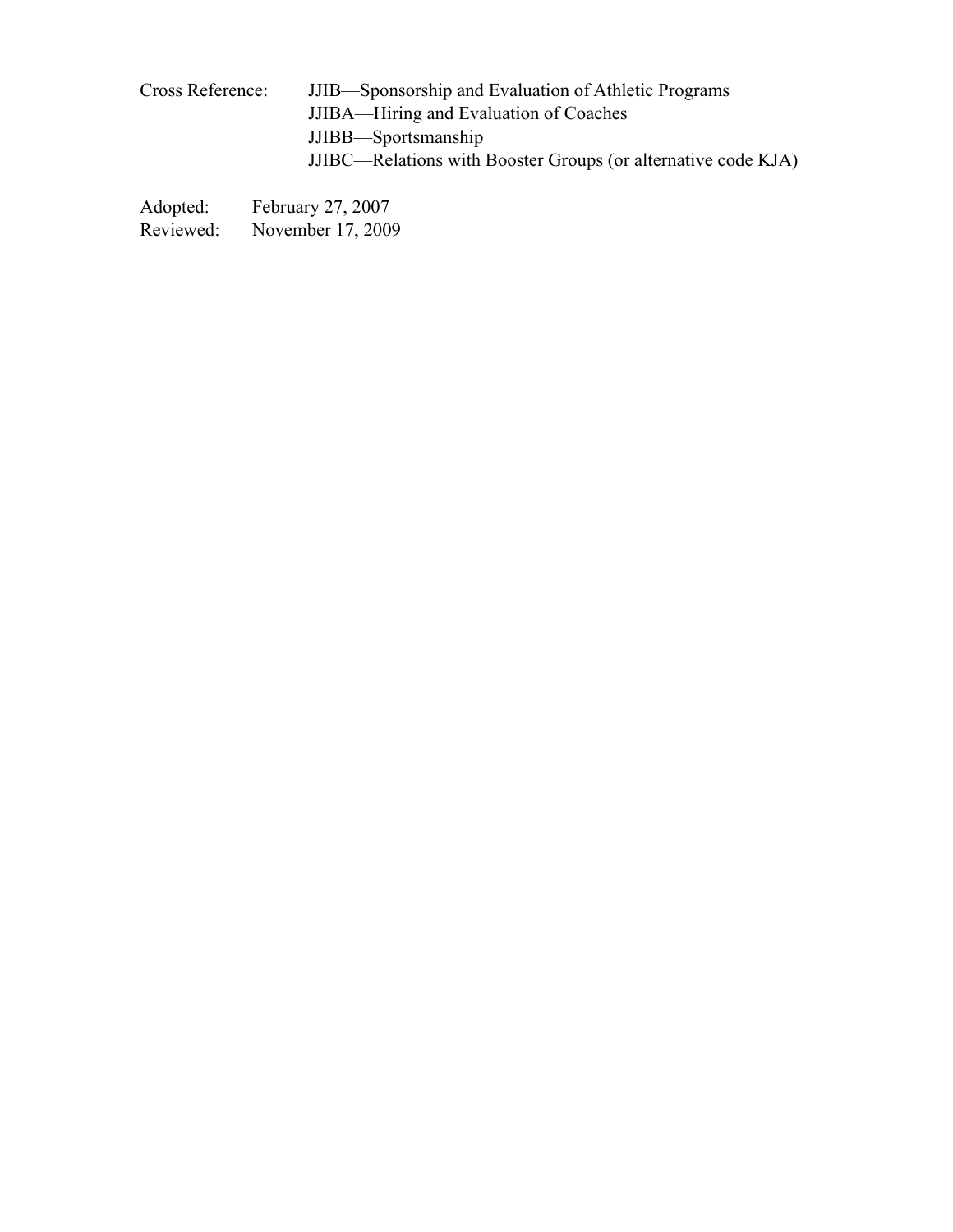Cross Reference: JJIB—Sponsorship and Evaluation of Athletic Programs
JJIBA—Hiring and Evaluation of Coaches
JJIBB—Sportsmanship
JJIBC—Relations with Booster Groups (or alternative code KJA)

Adopted: February 27, 2007
Reviewed: November 17, 2009